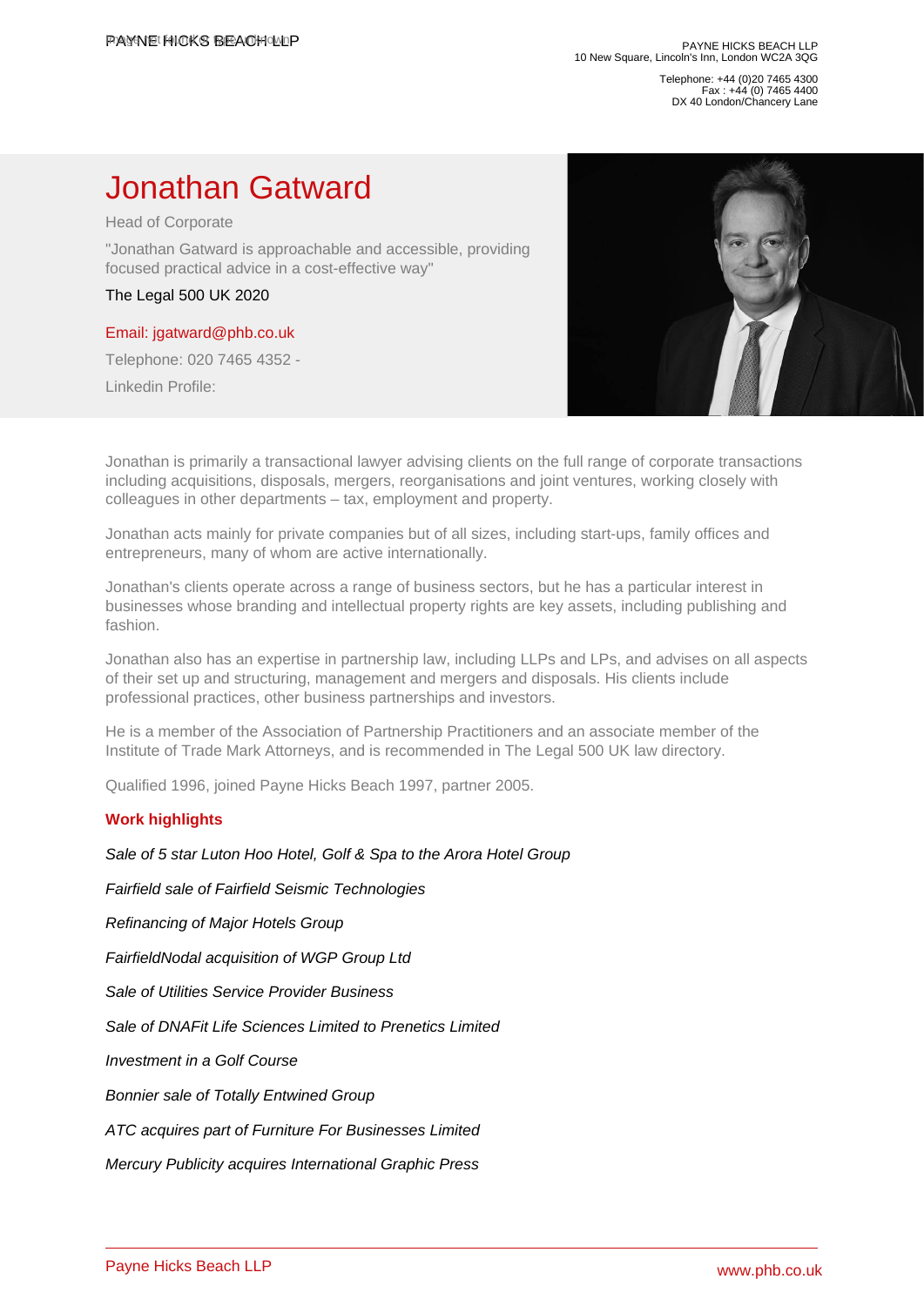PAYNE HICKS BEACH LLP
10 New Square, Lincoln's Inn, London WC2A 3QG

Telephone: +44 (0)20 7465 4300
Fax : +44 (0) 7465 4400
DX 40 London/Chancery Lane

# Jonathan Gatward

Head of Corporate

"Jonathan Gatward is approachable and accessible, providing focused practical advice in a cost-effective way"

The Legal 500 UK 2020

Email: jgatward@phb.co.uk

Telephone: 020 7465 4352 -

Linkedin Profile:

Jonathan is primarily a transactional lawyer advising clients on the full range of corporate transactions including acquisitions, disposals, mergers, reorganisations and joint ventures, working closely with colleagues in other departments – tax, employment and property.

Jonathan acts mainly for private companies but of all sizes, including start-ups, family offices and entrepreneurs, many of whom are active internationally.

Jonathan's clients operate across a range of business sectors, but he has a particular interest in businesses whose branding and intellectual property rights are key assets, including publishing and fashion.

Jonathan also has an expertise in partnership law, including LLPs and LPs, and advises on all aspects of their set up and structuring, management and mergers and disposals. His clients include professional practices, other business partnerships and investors.

He is a member of the Association of Partnership Practitioners and an associate member of the Institute of Trade Mark Attorneys, and is recommended in The Legal 500 UK law directory.

Qualified 1996, joined Payne Hicks Beach 1997, partner 2005.

## Work highlights

*Sale of 5 star Luton Hoo Hotel, Golf & Spa to the Arora Hotel Group*

*Fairfield sale of Fairfield Seismic Technologies*

*Refinancing of Major Hotels Group*

*FairfieldNodal acquisition of WGP Group Ltd*

*Sale of Utilities Service Provider Business*

*Sale of DNAFit Life Sciences Limited to Prenetics Limited*

*Investment in a Golf Course*

*Bonnier sale of Totally Entwined Group*

*ATC acquires part of Furniture For Businesses Limited*

*Mercury Publicity acquires International Graphic Press*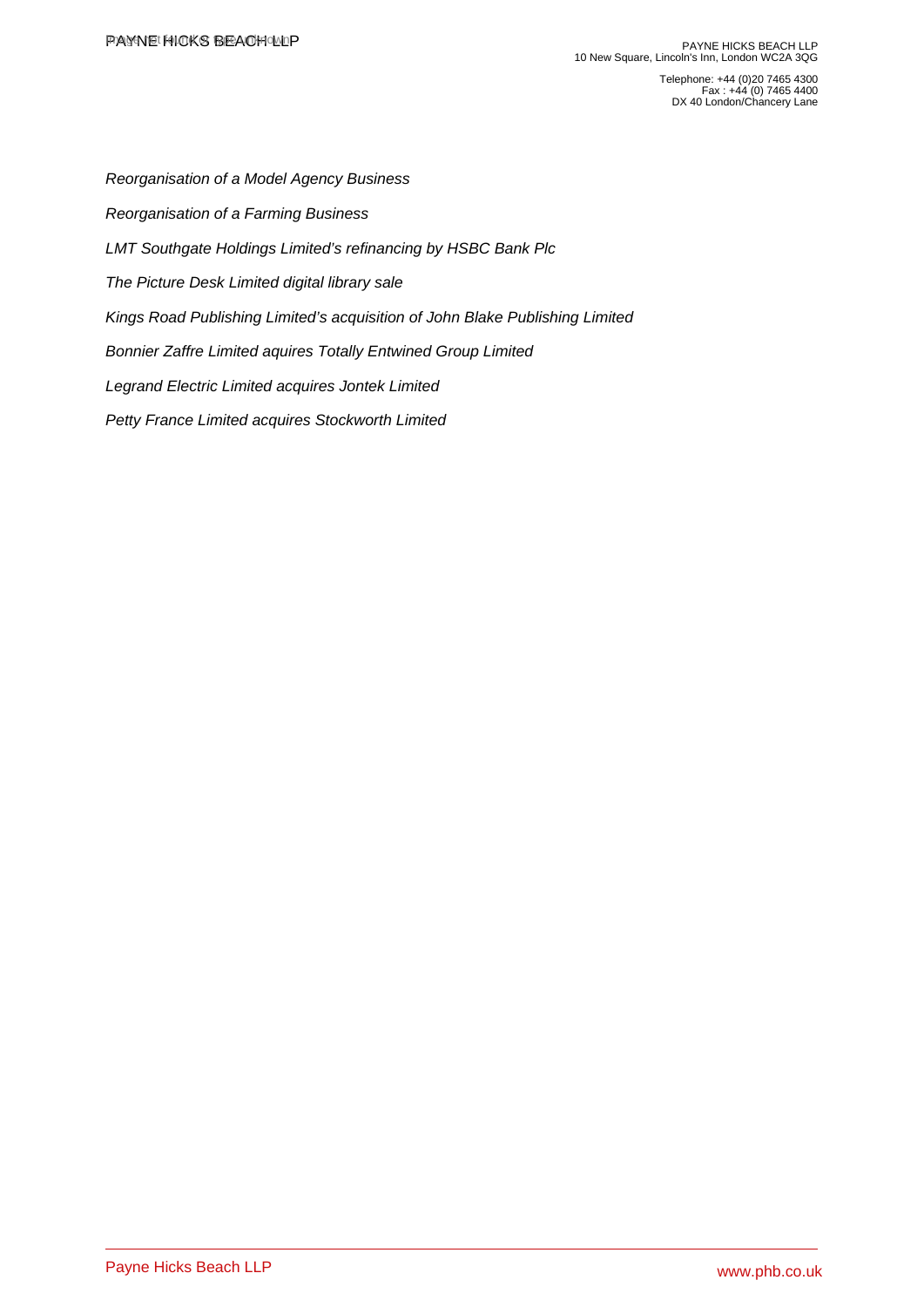*Reorganisation of a Model Agency Business*

*Reorganisation of a Farming Business*

*LMT Southgate Holdings Limited's refinancing by HSBC Bank Plc*

*The Picture Desk Limited digital library sale*

*Kings Road Publishing Limited's acquisition of John Blake Publishing Limited*

*Bonnier Zaffre Limited aquires Totally Entwined Group Limited*

*Legrand Electric Limited acquires Jontek Limited*

*Petty France Limited acquires Stockworth Limited*